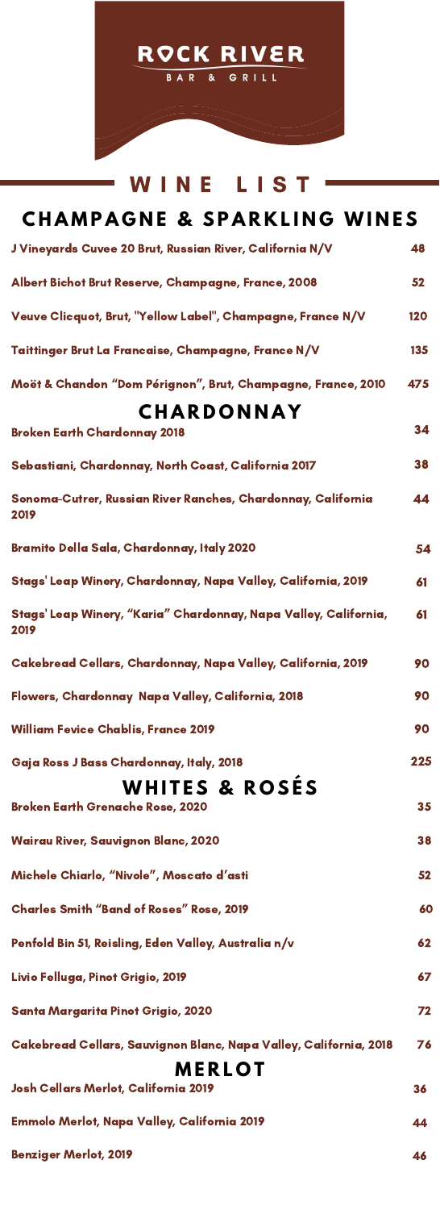# ROCK RIVER

BAR & GRILL

# WINE LIST

## CHAMPAGNE & SPARKLING WINES

| | |
|---|---|
| J Vineyards Cuvee 20 Brut, Russian River, California N/V | 48 |
| Albert Bichot Brut Reserve, Champagne, France, 2008 | 52 |
| Veuve Clicquot, Brut, "Yellow Label", Champagne, France N/V | 120 |
| Taittinger Brut La Francaise, Champagne, France N/V | 135 |
| Moët & Chandon "Dom Pérignon", Brut, Champagne, France, 2010 | 475 |

## CHARDONNAY

| | |
|---|---|
| Broken Earth Chardonnay 2018 | 34 |
| Sebastiani, Chardonnay, North Coast, California 2017 | 38 |
| Sonoma-Cutrer, Russian River Ranches, Chardonnay, California 2019 | 44 |
| Bramito Della Sala, Chardonnay, Italy 2020 | 54 |
| Stags' Leap Winery, Chardonnay, Napa Valley, California, 2019 | 61 |
| Stags' Leap Winery, "Karia" Chardonnay, Napa Valley, California, 2019 | 61 |
| Cakebread Cellars, Chardonnay, Napa Valley, California, 2019 | 90 |
| Flowers, Chardonnay Napa Valley, California, 2018 | 90 |
| William Fevice Chablis, France 2019 | 90 |
| Gaja Ross J Bass Chardonnay, Italy, 2018 | 225 |

## WHITES & ROSÉS

| | |
|---|---|
| Broken Earth Grenache Rose, 2020 | 35 |
| Wairau River, Sauvignon Blanc, 2020 | 38 |
| Michele Chiarlo, "Nivole", Moscato d'asti | 52 |
| Charles Smith "Band of Roses" Rose, 2019 | 60 |
| Penfold Bin 51, Reisling, Eden Valley, Australia n/v | 62 |
| Livio Felluga, Pinot Grigio, 2019 | 67 |
| Santa Margarita Pinot Grigio, 2020 | 72 |
| Cakebread Cellars, Sauvignon Blanc, Napa Valley, California, 2018 | 76 |

## MERLOT

| | |
|---|---|
| Josh Cellars Merlot, California 2019 | 36 |
| Emmolo Merlot, Napa Valley, California 2019 | 44 |
| Benziger Merlot, 2019 | 46 |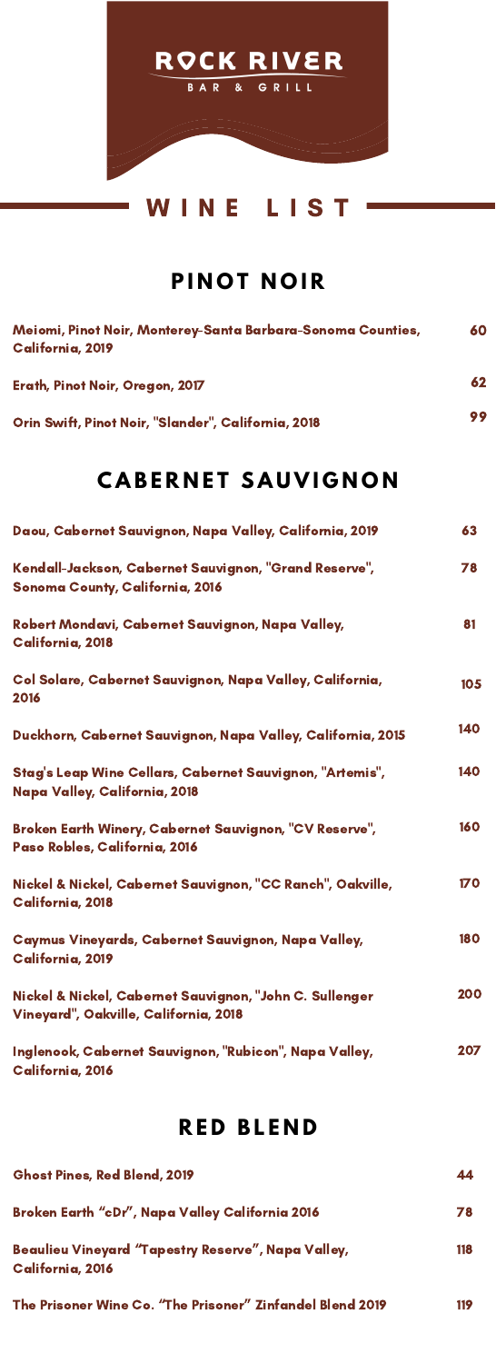# ROCK RIVER

BAR & GRILL

## WINE LIST

### PINOT NOIR

| | |
|---|---|
| Meiomi, Pinot Noir, Monterey-Santa Barbara-Sonoma Counties, California, 2019 | 60 |
| Erath, Pinot Noir, Oregon, 2017 | 62 |
| Orin Swift, Pinot Noir, "Slander", California, 2018 | 99 |

### CABERNET SAUVIGNON

| | |
|---|---|
| Daou, Cabernet Sauvignon, Napa Valley, California, 2019 | 63 |
| Kendall-Jackson, Cabernet Sauvignon, "Grand Reserve", Sonoma County, California, 2016 | 78 |
| Robert Mondavi, Cabernet Sauvignon, Napa Valley, California, 2018 | 81 |
| Col Solare, Cabernet Sauvignon, Napa Valley, California, 2016 | 105 |
| Duckhorn, Cabernet Sauvignon, Napa Valley, California, 2015 | 140 |
| Stag's Leap Wine Cellars, Cabernet Sauvignon, "Artemis", Napa Valley, California, 2018 | 140 |
| Broken Earth Winery, Cabernet Sauvignon, "CV Reserve", Paso Robles, California, 2016 | 160 |
| Nickel & Nickel, Cabernet Sauvignon, "CC Ranch", Oakville, California, 2018 | 170 |
| Caymus Vineyards, Cabernet Sauvignon, Napa Valley, California, 2019 | 180 |
| Nickel & Nickel, Cabernet Sauvignon, "John C. Sullenger Vineyard", Oakville, California, 2018 | 200 |
| Inglenook, Cabernet Sauvignon, "Rubicon", Napa Valley, California, 2016 | 207 |

### RED BLEND

| | |
|---|---|
| Ghost Pines, Red Blend, 2019 | 44 |
| Broken Earth "cDr", Napa Valley California 2016 | 78 |
| Beaulieu Vineyard "Tapestry Reserve", Napa Valley, California, 2016 | 118 |
| The Prisoner Wine Co. "The Prisoner" Zinfandel Blend 2019 | 119 |